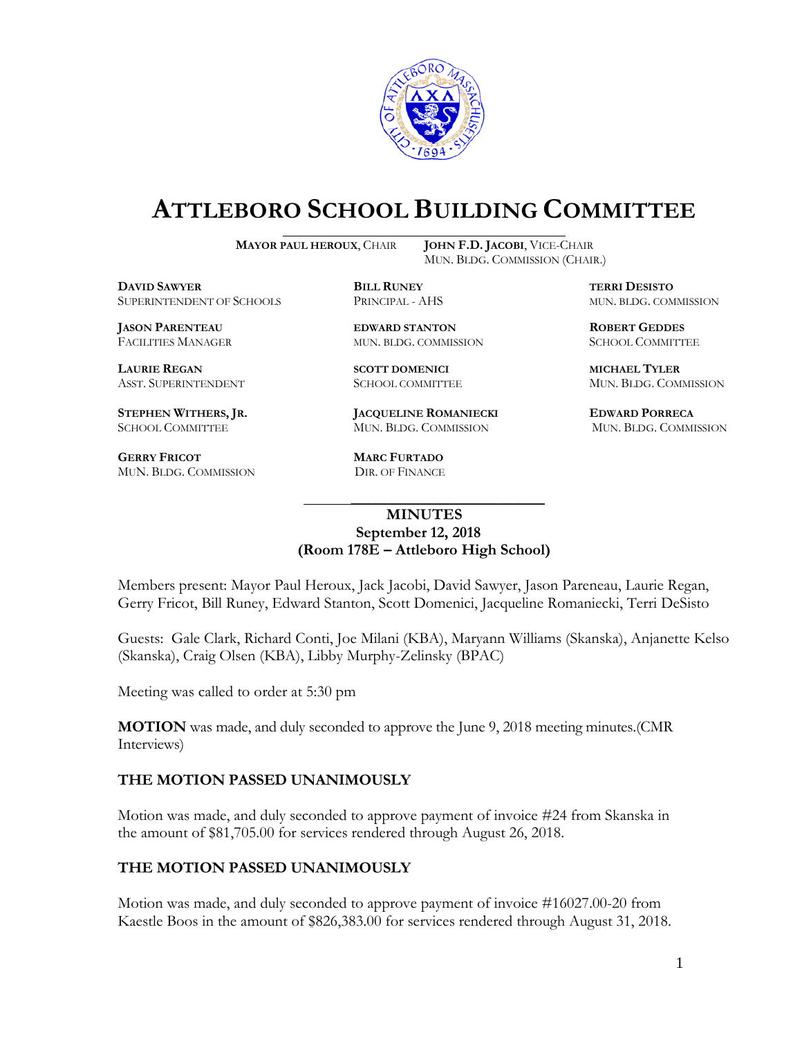# ATTLEBORO SCHOOL BUILDING COMMITTEE

**MAYOR PAUL HEROUX**, CHAIR  **JOHN F.D. JACOBI**, VICE-CHAIR
MUN. BLDG. COMMISSION (CHAIR.)

**DAVID SAWYER**
SUPERINTENDENT OF SCHOOLS

**BILL RUNEY**
PRINCIPAL - AHS

**TERRI DESISTO**
MUN. BLDG. COMMISSION

**JASON PARENTEAU**
FACILITIES MANAGER

**EDWARD STANTON**
MUN. BLDG. COMMISSION

**ROBERT GEDDES**
SCHOOL COMMITTEE

**LAURIE REGAN**
ASST. SUPERINTENDENT

**SCOTT DOMENICI**
SCHOOL COMMITTEE

**MICHAEL TYLER**
MUN. BLDG. COMMISSION

**STEPHEN WITHERS, JR.**
SCHOOL COMMITTEE

**JACQUELINE ROMANIECKI**
MUN. BLDG. COMMISSION

**EDWARD PORRECA**
MUN. BLDG. COMMISSION

**GERRY FRICOT**
MUN. BLDG. COMMISSION

**MARC FURTADO**
DIR. OF FINANCE

**MINUTES**
**September 12, 2018**
**(Room 178E – Attleboro High School)**

Members present: Mayor Paul Heroux, Jack Jacobi, David Sawyer, Jason Pareneau, Laurie Regan, Gerry Fricot, Bill Runey, Edward Stanton, Scott Domenici, Jacqueline Romaniecki, Terri DeSisto

Guests: Gale Clark, Richard Conti, Joe Milani (KBA), Maryann Williams (Skanska), Anjanette Kelso (Skanska), Craig Olsen (KBA), Libby Murphy-Zelinsky (BPAC)

Meeting was called to order at 5:30 pm

**MOTION** was made, and duly seconded to approve the June 9, 2018 meeting minutes.(CMR Interviews)

**THE MOTION PASSED UNANIMOUSLY**

Motion was made, and duly seconded to approve payment of invoice #24 from Skanska in the amount of $81,705.00 for services rendered through August 26, 2018.

**THE MOTION PASSED UNANIMOUSLY**

Motion was made, and duly seconded to approve payment of invoice #16027.00-20 from Kaestle Boos in the amount of $826,383.00 for services rendered through August 31, 2018.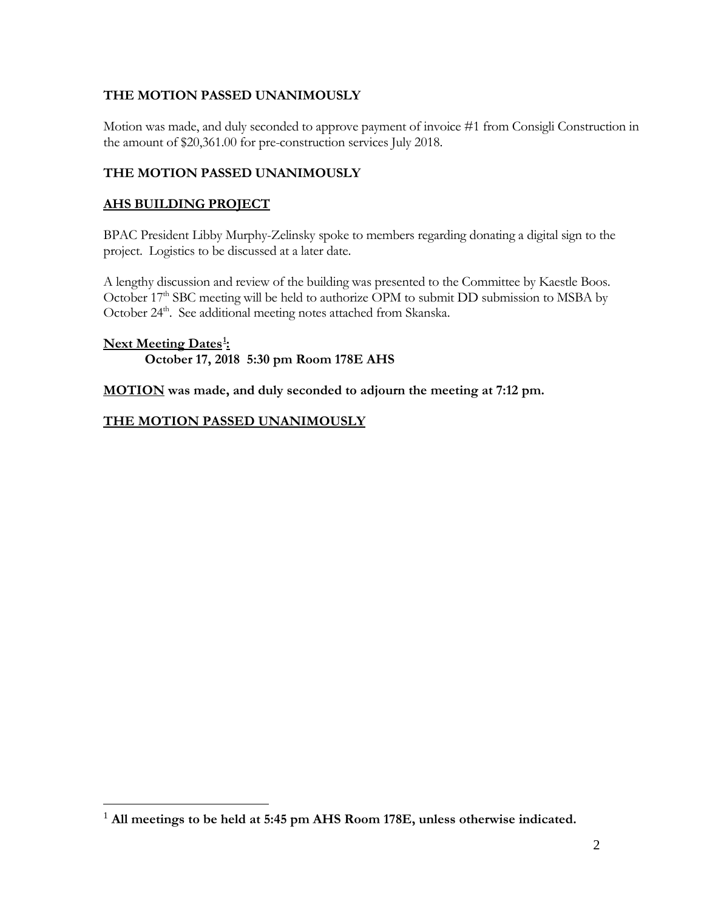**THE MOTION PASSED UNANIMOUSLY**

Motion was made, and duly seconded to approve payment of invoice #1 from Consigli Construction in the amount of $20,361.00 for pre-construction services July 2018.

**THE MOTION PASSED UNANIMOUSLY**

**AHS BUILDING PROJECT**

BPAC President Libby Murphy-Zelinsky spoke to members regarding donating a digital sign to the project. Logistics to be discussed at a later date.

A lengthy discussion and review of the building was presented to the Committee by Kaestle Boos. October 17th SBC meeting will be held to authorize OPM to submit DD submission to MSBA by October 24th. See additional meeting notes attached from Skanska.

**Next Meeting Dates[1]:**

**October 17, 2018 5:30 pm Room 178E AHS**

**MOTION was made, and duly seconded to adjourn the meeting at 7:12 pm.**

**THE MOTION PASSED UNANIMOUSLY**

[1] **All meetings to be held at 5:45 pm AHS Room 178E, unless otherwise indicated.**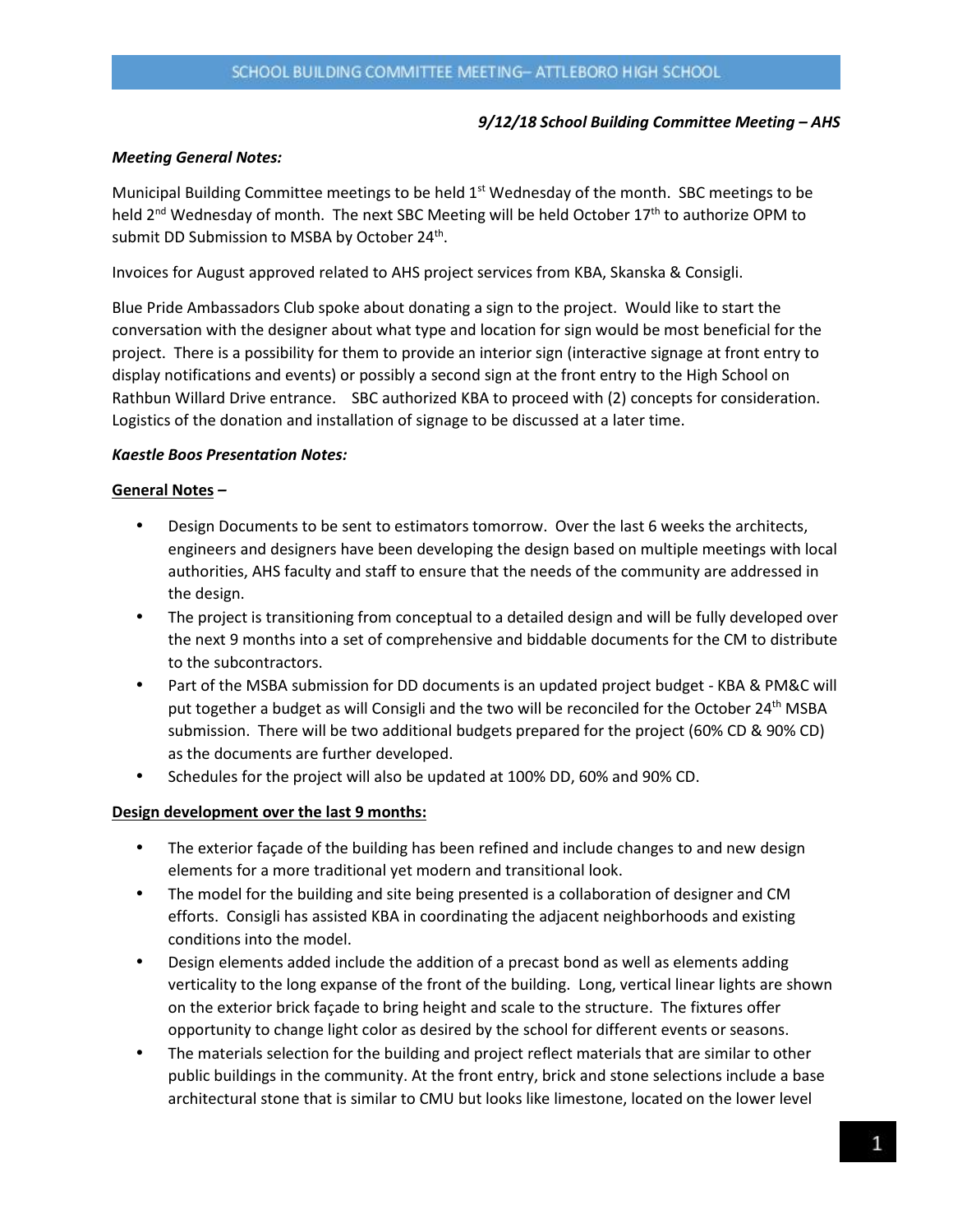*9/12/18 School Building Committee Meeting – AHS*

***Meeting General Notes:***

Municipal Building Committee meetings to be held 1st Wednesday of the month. SBC meetings to be held 2nd Wednesday of month. The next SBC Meeting will be held October 17th to authorize OPM to submit DD Submission to MSBA by October 24th.

Invoices for August approved related to AHS project services from KBA, Skanska & Consigli.

Blue Pride Ambassadors Club spoke about donating a sign to the project. Would like to start the conversation with the designer about what type and location for sign would be most beneficial for the project. There is a possibility for them to provide an interior sign (interactive signage at front entry to display notifications and events) or possibly a second sign at the front entry to the High School on Rathbun Willard Drive entrance. SBC authorized KBA to proceed with (2) concepts for consideration. Logistics of the donation and installation of signage to be discussed at a later time.

***Kaestle Boos Presentation Notes:***

**General Notes –**

- Design Documents to be sent to estimators tomorrow. Over the last 6 weeks the architects, engineers and designers have been developing the design based on multiple meetings with local authorities, AHS faculty and staff to ensure that the needs of the community are addressed in the design.
- The project is transitioning from conceptual to a detailed design and will be fully developed over the next 9 months into a set of comprehensive and biddable documents for the CM to distribute to the subcontractors.
- Part of the MSBA submission for DD documents is an updated project budget - KBA & PM&C will put together a budget as will Consigli and the two will be reconciled for the October 24th MSBA submission. There will be two additional budgets prepared for the project (60% CD & 90% CD) as the documents are further developed.
- Schedules for the project will also be updated at 100% DD, 60% and 90% CD.

**Design development over the last 9 months:**

- The exterior façade of the building has been refined and include changes to and new design elements for a more traditional yet modern and transitional look.
- The model for the building and site being presented is a collaboration of designer and CM efforts. Consigli has assisted KBA in coordinating the adjacent neighborhoods and existing conditions into the model.
- Design elements added include the addition of a precast bond as well as elements adding verticality to the long expanse of the front of the building. Long, vertical linear lights are shown on the exterior brick façade to bring height and scale to the structure. The fixtures offer opportunity to change light color as desired by the school for different events or seasons.
- The materials selection for the building and project reflect materials that are similar to other public buildings in the community. At the front entry, brick and stone selections include a base architectural stone that is similar to CMU but looks like limestone, located on the lower level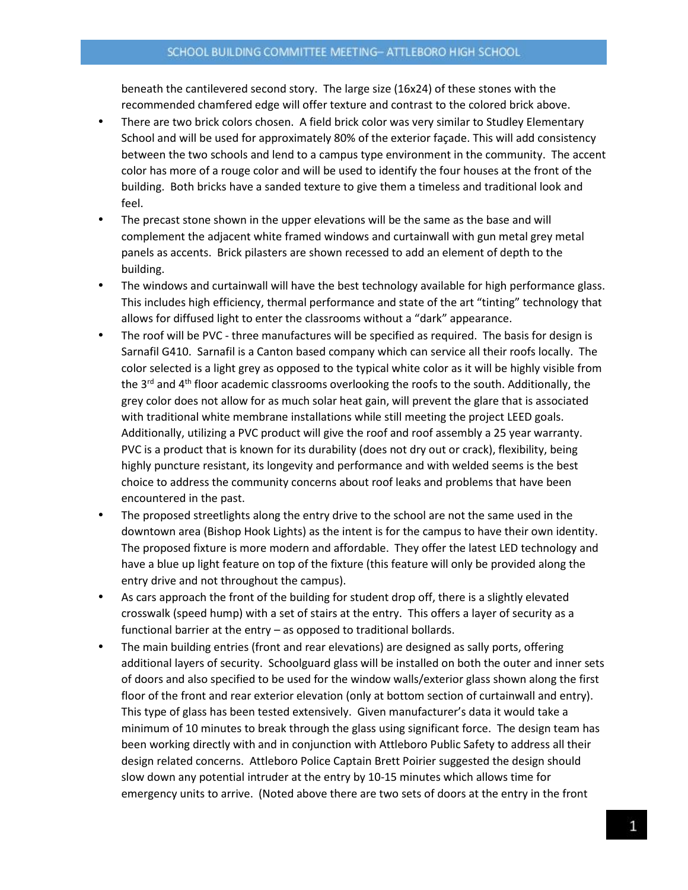beneath the cantilevered second story. The large size (16x24) of these stones with the recommended chamfered edge will offer texture and contrast to the colored brick above.

- There are two brick colors chosen. A field brick color was very similar to Studley Elementary School and will be used for approximately 80% of the exterior façade. This will add consistency between the two schools and lend to a campus type environment in the community. The accent color has more of a rouge color and will be used to identify the four houses at the front of the building. Both bricks have a sanded texture to give them a timeless and traditional look and feel.
- The precast stone shown in the upper elevations will be the same as the base and will complement the adjacent white framed windows and curtainwall with gun metal grey metal panels as accents. Brick pilasters are shown recessed to add an element of depth to the building.
- The windows and curtainwall will have the best technology available for high performance glass. This includes high efficiency, thermal performance and state of the art "tinting" technology that allows for diffused light to enter the classrooms without a "dark" appearance.
- The roof will be PVC - three manufactures will be specified as required. The basis for design is Sarnafil G410. Sarnafil is a Canton based company which can service all their roofs locally. The color selected is a light grey as opposed to the typical white color as it will be highly visible from the 3rd and 4th floor academic classrooms overlooking the roofs to the south. Additionally, the grey color does not allow for as much solar heat gain, will prevent the glare that is associated with traditional white membrane installations while still meeting the project LEED goals. Additionally, utilizing a PVC product will give the roof and roof assembly a 25 year warranty. PVC is a product that is known for its durability (does not dry out or crack), flexibility, being highly puncture resistant, its longevity and performance and with welded seems is the best choice to address the community concerns about roof leaks and problems that have been encountered in the past.
- The proposed streetlights along the entry drive to the school are not the same used in the downtown area (Bishop Hook Lights) as the intent is for the campus to have their own identity. The proposed fixture is more modern and affordable. They offer the latest LED technology and have a blue up light feature on top of the fixture (this feature will only be provided along the entry drive and not throughout the campus).
- As cars approach the front of the building for student drop off, there is a slightly elevated crosswalk (speed hump) with a set of stairs at the entry. This offers a layer of security as a functional barrier at the entry – as opposed to traditional bollards.
- The main building entries (front and rear elevations) are designed as sally ports, offering additional layers of security. Schoolguard glass will be installed on both the outer and inner sets of doors and also specified to be used for the window walls/exterior glass shown along the first floor of the front and rear exterior elevation (only at bottom section of curtainwall and entry). This type of glass has been tested extensively. Given manufacturer's data it would take a minimum of 10 minutes to break through the glass using significant force. The design team has been working directly with and in conjunction with Attleboro Public Safety to address all their design related concerns. Attleboro Police Captain Brett Poirier suggested the design should slow down any potential intruder at the entry by 10-15 minutes which allows time for emergency units to arrive. (Noted above there are two sets of doors at the entry in the front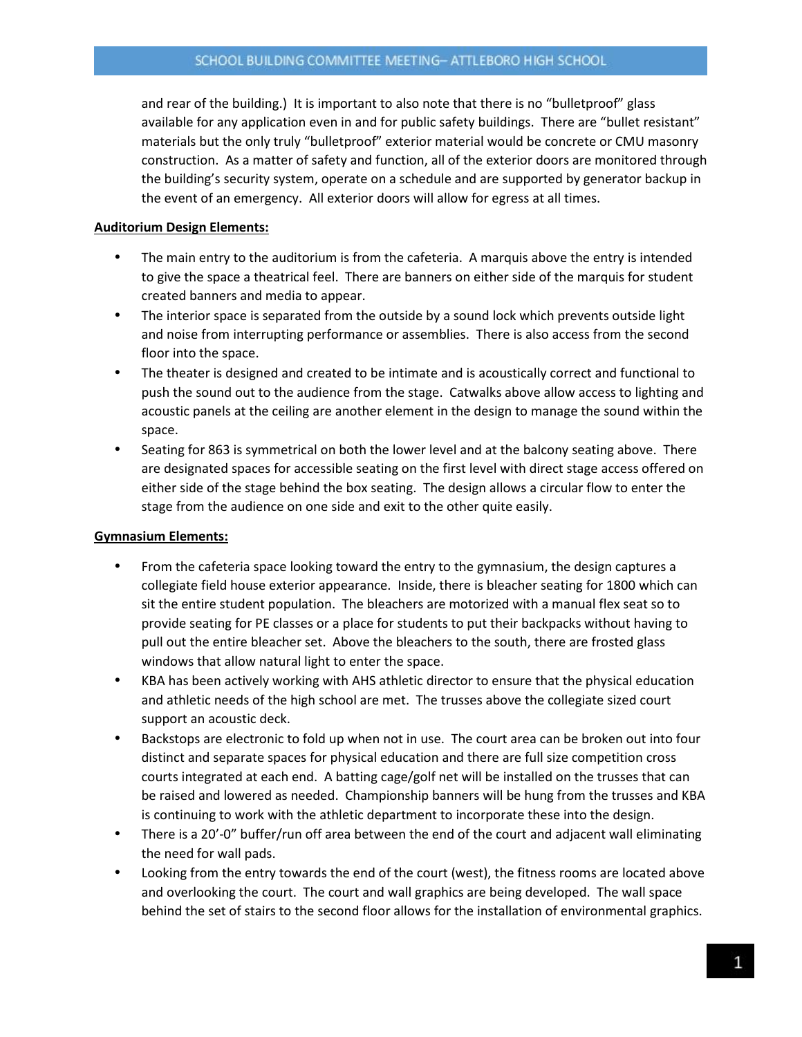and rear of the building.) It is important to also note that there is no "bulletproof" glass available for any application even in and for public safety buildings. There are "bullet resistant" materials but the only truly "bulletproof" exterior material would be concrete or CMU masonry construction. As a matter of safety and function, all of the exterior doors are monitored through the building's security system, operate on a schedule and are supported by generator backup in the event of an emergency. All exterior doors will allow for egress at all times.

**Auditorium Design Elements:**

- The main entry to the auditorium is from the cafeteria. A marquis above the entry is intended to give the space a theatrical feel. There are banners on either side of the marquis for student created banners and media to appear.
- The interior space is separated from the outside by a sound lock which prevents outside light and noise from interrupting performance or assemblies. There is also access from the second floor into the space.
- The theater is designed and created to be intimate and is acoustically correct and functional to push the sound out to the audience from the stage. Catwalks above allow access to lighting and acoustic panels at the ceiling are another element in the design to manage the sound within the space.
- Seating for 863 is symmetrical on both the lower level and at the balcony seating above. There are designated spaces for accessible seating on the first level with direct stage access offered on either side of the stage behind the box seating. The design allows a circular flow to enter the stage from the audience on one side and exit to the other quite easily.

**Gymnasium Elements:**

- From the cafeteria space looking toward the entry to the gymnasium, the design captures a collegiate field house exterior appearance. Inside, there is bleacher seating for 1800 which can sit the entire student population. The bleachers are motorized with a manual flex seat so to provide seating for PE classes or a place for students to put their backpacks without having to pull out the entire bleacher set. Above the bleachers to the south, there are frosted glass windows that allow natural light to enter the space.
- KBA has been actively working with AHS athletic director to ensure that the physical education and athletic needs of the high school are met. The trusses above the collegiate sized court support an acoustic deck.
- Backstops are electronic to fold up when not in use. The court area can be broken out into four distinct and separate spaces for physical education and there are full size competition cross courts integrated at each end. A batting cage/golf net will be installed on the trusses that can be raised and lowered as needed. Championship banners will be hung from the trusses and KBA is continuing to work with the athletic department to incorporate these into the design.
- There is a 20'-0" buffer/run off area between the end of the court and adjacent wall eliminating the need for wall pads.
- Looking from the entry towards the end of the court (west), the fitness rooms are located above and overlooking the court. The court and wall graphics are being developed. The wall space behind the set of stairs to the second floor allows for the installation of environmental graphics.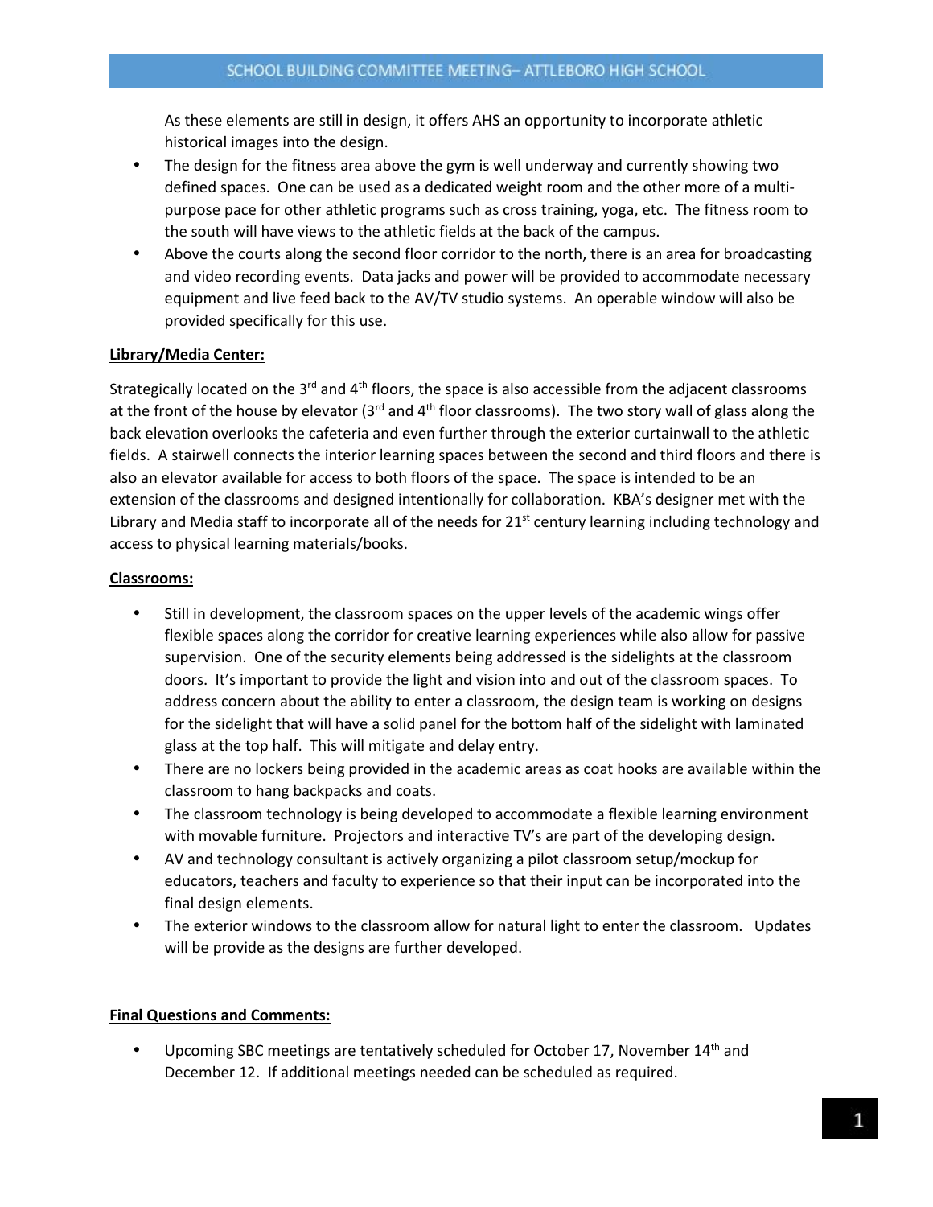As these elements are still in design, it offers AHS an opportunity to incorporate athletic historical images into the design.

- The design for the fitness area above the gym is well underway and currently showing two defined spaces. One can be used as a dedicated weight room and the other more of a multi-purpose pace for other athletic programs such as cross training, yoga, etc. The fitness room to the south will have views to the athletic fields at the back of the campus.
- Above the courts along the second floor corridor to the north, there is an area for broadcasting and video recording events. Data jacks and power will be provided to accommodate necessary equipment and live feed back to the AV/TV studio systems. An operable window will also be provided specifically for this use.

**Library/Media Center:**

Strategically located on the 3rd and 4th floors, the space is also accessible from the adjacent classrooms at the front of the house by elevator (3rd and 4th floor classrooms). The two story wall of glass along the back elevation overlooks the cafeteria and even further through the exterior curtainwall to the athletic fields. A stairwell connects the interior learning spaces between the second and third floors and there is also an elevator available for access to both floors of the space. The space is intended to be an extension of the classrooms and designed intentionally for collaboration. KBA's designer met with the Library and Media staff to incorporate all of the needs for 21st century learning including technology and access to physical learning materials/books.

**Classrooms:**

- Still in development, the classroom spaces on the upper levels of the academic wings offer flexible spaces along the corridor for creative learning experiences while also allow for passive supervision. One of the security elements being addressed is the sidelights at the classroom doors. It's important to provide the light and vision into and out of the classroom spaces. To address concern about the ability to enter a classroom, the design team is working on designs for the sidelight that will have a solid panel for the bottom half of the sidelight with laminated glass at the top half. This will mitigate and delay entry.
- There are no lockers being provided in the academic areas as coat hooks are available within the classroom to hang backpacks and coats.
- The classroom technology is being developed to accommodate a flexible learning environment with movable furniture. Projectors and interactive TV's are part of the developing design.
- AV and technology consultant is actively organizing a pilot classroom setup/mockup for educators, teachers and faculty to experience so that their input can be incorporated into the final design elements.
- The exterior windows to the classroom allow for natural light to enter the classroom. Updates will be provide as the designs are further developed.

**Final Questions and Comments:**

- Upcoming SBC meetings are tentatively scheduled for October 17, November 14th and December 12. If additional meetings needed can be scheduled as required.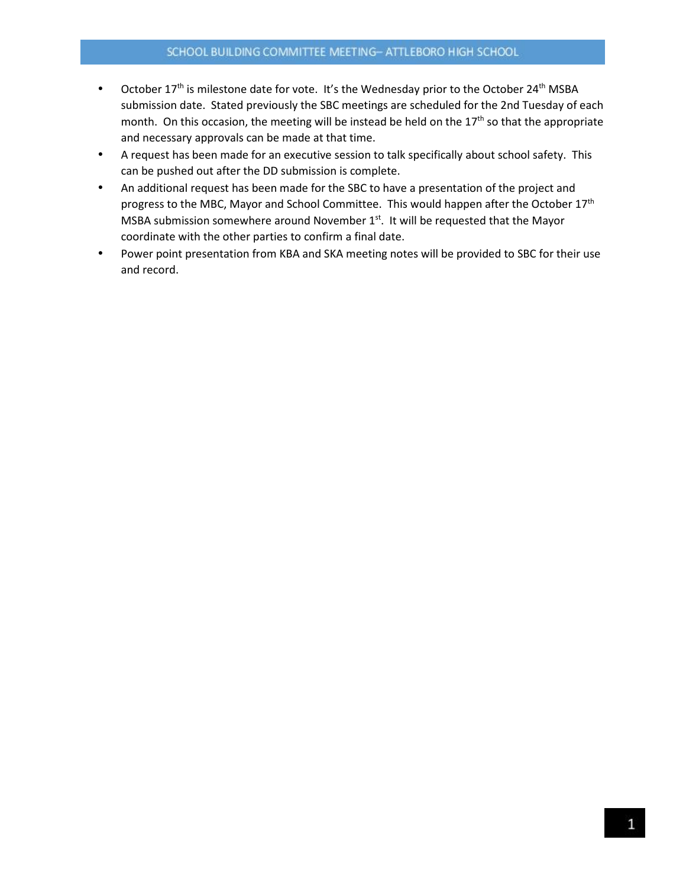- October 17th is milestone date for vote. It's the Wednesday prior to the October 24th MSBA submission date. Stated previously the SBC meetings are scheduled for the 2nd Tuesday of each month. On this occasion, the meeting will be instead be held on the 17th so that the appropriate and necessary approvals can be made at that time.
- A request has been made for an executive session to talk specifically about school safety. This can be pushed out after the DD submission is complete.
- An additional request has been made for the SBC to have a presentation of the project and progress to the MBC, Mayor and School Committee. This would happen after the October 17th MSBA submission somewhere around November 1st. It will be requested that the Mayor coordinate with the other parties to confirm a final date.
- Power point presentation from KBA and SKA meeting notes will be provided to SBC for their use and record.